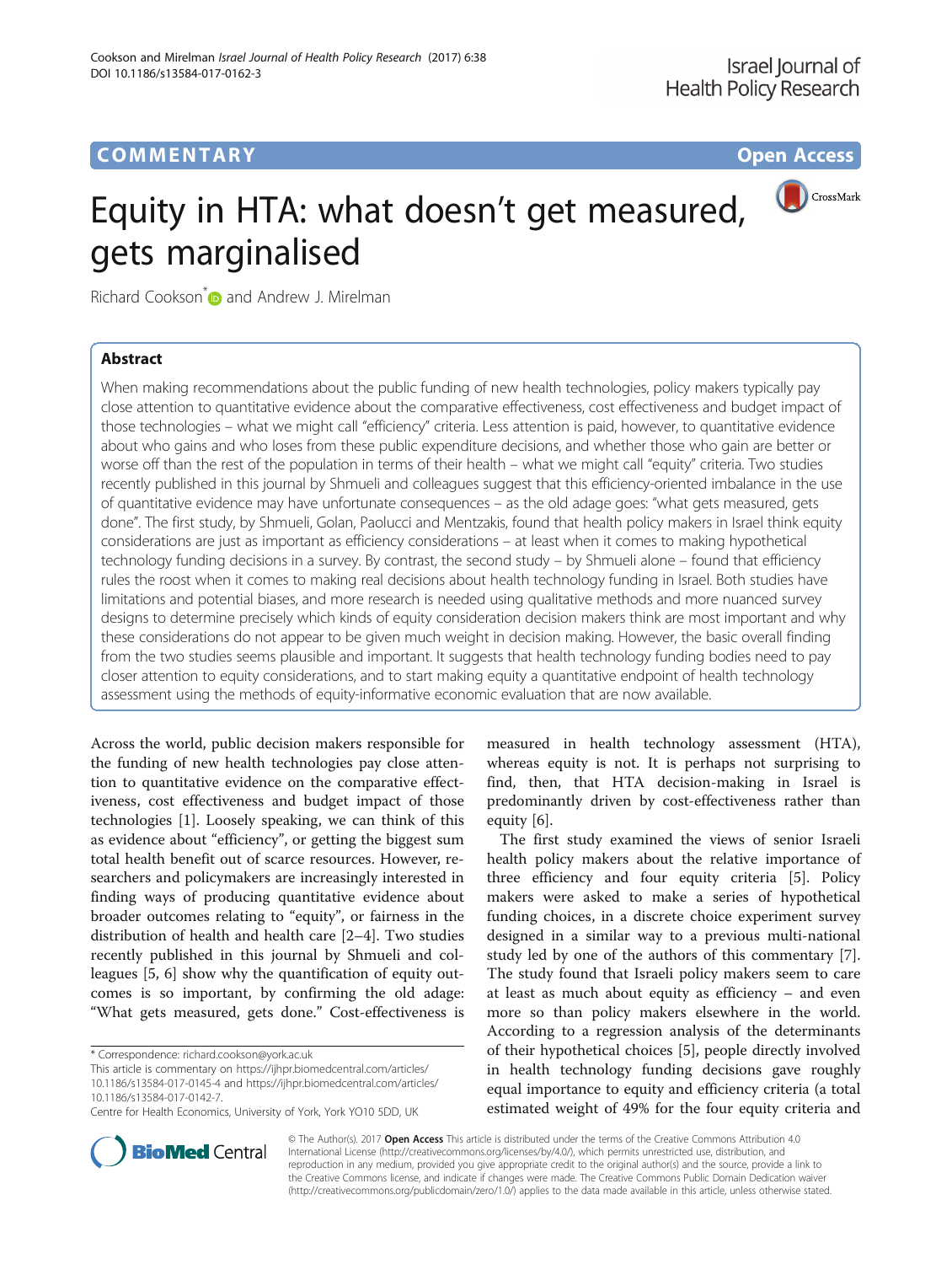COMMENTARY

Open Access

# Equity in HTA: what doesn't get measured, gets marginalised

Richard Cookson* and Andrew J. Mirelman

## Abstract

When making recommendations about the public funding of new health technologies, policy makers typically pay close attention to quantitative evidence about the comparative effectiveness, cost effectiveness and budget impact of those technologies – what we might call "efficiency" criteria. Less attention is paid, however, to quantitative evidence about who gains and who loses from these public expenditure decisions, and whether those who gain are better or worse off than the rest of the population in terms of their health – what we might call "equity" criteria. Two studies recently published in this journal by Shmueli and colleagues suggest that this efficiency-oriented imbalance in the use of quantitative evidence may have unfortunate consequences – as the old adage goes: "what gets measured, gets done". The first study, by Shmueli, Golan, Paolucci and Mentzakis, found that health policy makers in Israel think equity considerations are just as important as efficiency considerations – at least when it comes to making hypothetical technology funding decisions in a survey. By contrast, the second study – by Shmueli alone – found that efficiency rules the roost when it comes to making real decisions about health technology funding in Israel. Both studies have limitations and potential biases, and more research is needed using qualitative methods and more nuanced survey designs to determine precisely which kinds of equity consideration decision makers think are most important and why these considerations do not appear to be given much weight in decision making. However, the basic overall finding from the two studies seems plausible and important. It suggests that health technology funding bodies need to pay closer attention to equity considerations, and to start making equity a quantitative endpoint of health technology assessment using the methods of equity-informative economic evaluation that are now available.

Across the world, public decision makers responsible for the funding of new health technologies pay close attention to quantitative evidence on the comparative effectiveness, cost effectiveness and budget impact of those technologies [1]. Loosely speaking, we can think of this as evidence about "efficiency", or getting the biggest sum total health benefit out of scarce resources. However, researchers and policymakers are increasingly interested in finding ways of producing quantitative evidence about broader outcomes relating to "equity", or fairness in the distribution of health and health care [2–4]. Two studies recently published in this journal by Shmueli and colleagues [5, 6] show why the quantification of equity outcomes is so important, by confirming the old adage: "What gets measured, gets done." Cost-effectiveness is measured in health technology assessment (HTA), whereas equity is not. It is perhaps not surprising to find, then, that HTA decision-making in Israel is predominantly driven by cost-effectiveness rather than equity [6].

The first study examined the views of senior Israeli health policy makers about the relative importance of three efficiency and four equity criteria [5]. Policy makers were asked to make a series of hypothetical funding choices, in a discrete choice experiment survey designed in a similar way to a previous multi-national study led by one of the authors of this commentary [7]. The study found that Israeli policy makers seem to care at least as much about equity as efficiency – and even more so than policy makers elsewhere in the world. According to a regression analysis of the determinants of their hypothetical choices [5], people directly involved in health technology funding decisions gave roughly equal importance to equity and efficiency criteria (a total estimated weight of 49% for the four equity criteria and

\* Correspondence: richard.cookson@york.ac.uk
This article is commentary on https://ijhpr.biomedcentral.com/articles/10.1186/s13584-017-0145-4 and https://ijhpr.biomedcentral.com/articles/10.1186/s13584-017-0142-7.
Centre for Health Economics, University of York, York YO10 5DD, UK

© The Author(s). 2017 **Open Access** This article is distributed under the terms of the Creative Commons Attribution 4.0 International License (http://creativecommons.org/licenses/by/4.0/), which permits unrestricted use, distribution, and reproduction in any medium, provided you give appropriate credit to the original author(s) and the source, provide a link to the Creative Commons license, and indicate if changes were made. The Creative Commons Public Domain Dedication waiver (http://creativecommons.org/publicdomain/zero/1.0/) applies to the data made available in this article, unless otherwise stated.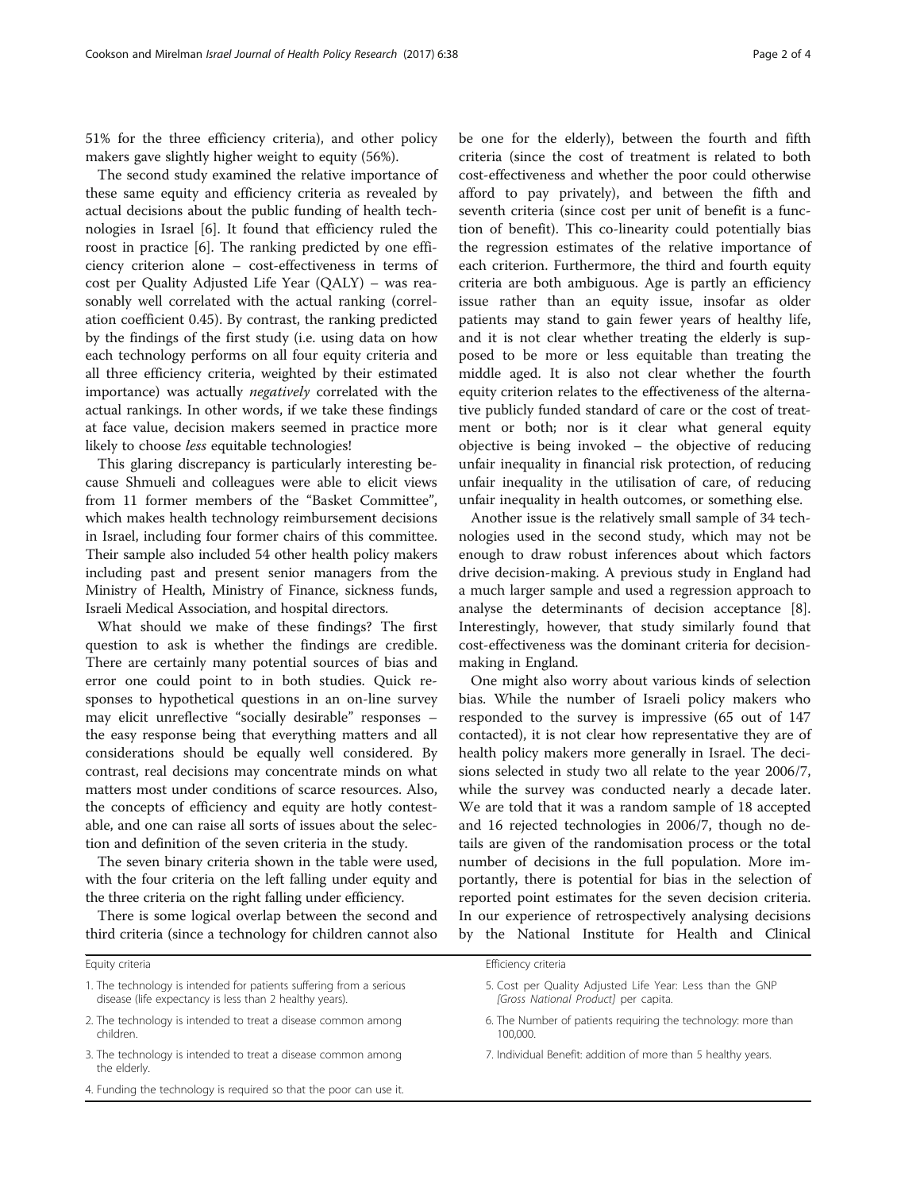51% for the three efficiency criteria), and other policy makers gave slightly higher weight to equity (56%).

The second study examined the relative importance of these same equity and efficiency criteria as revealed by actual decisions about the public funding of health technologies in Israel [6]. It found that efficiency ruled the roost in practice [6]. The ranking predicted by one efficiency criterion alone – cost-effectiveness in terms of cost per Quality Adjusted Life Year (QALY) – was reasonably well correlated with the actual ranking (correlation coefficient 0.45). By contrast, the ranking predicted by the findings of the first study (i.e. using data on how each technology performs on all four equity criteria and all three efficiency criteria, weighted by their estimated importance) was actually *negatively* correlated with the actual rankings. In other words, if we take these findings at face value, decision makers seemed in practice more likely to choose *less* equitable technologies!

This glaring discrepancy is particularly interesting because Shmueli and colleagues were able to elicit views from 11 former members of the "Basket Committee", which makes health technology reimbursement decisions in Israel, including four former chairs of this committee. Their sample also included 54 other health policy makers including past and present senior managers from the Ministry of Health, Ministry of Finance, sickness funds, Israeli Medical Association, and hospital directors.

What should we make of these findings? The first question to ask is whether the findings are credible. There are certainly many potential sources of bias and error one could point to in both studies. Quick responses to hypothetical questions in an on-line survey may elicit unreflective "socially desirable" responses – the easy response being that everything matters and all considerations should be equally well considered. By contrast, real decisions may concentrate minds on what matters most under conditions of scarce resources. Also, the concepts of efficiency and equity are hotly contestable, and one can raise all sorts of issues about the selection and definition of the seven criteria in the study.

The seven binary criteria shown in the table were used, with the four criteria on the left falling under equity and the three criteria on the right falling under efficiency.

| Equity criteria | Efficiency criteria |
| --- | --- |
| 1. The technology is intended for patients suffering from a serious disease (life expectancy is less than 2 healthy years). | 5. Cost per Quality Adjusted Life Year: Less than the GNP *[Gross National Product]* per capita. |
| 2. The technology is intended to treat a disease common among children. | 6. The Number of patients requiring the technology: more than 100,000. |
| 3. The technology is intended to treat a disease common among the elderly. | 7. Individual Benefit: addition of more than 5 healthy years. |
| 4. Funding the technology is required so that the poor can use it. | |

There is some logical overlap between the second and third criteria (since a technology for children cannot also be one for the elderly), between the fourth and fifth criteria (since the cost of treatment is related to both cost-effectiveness and whether the poor could otherwise afford to pay privately), and between the fifth and seventh criteria (since cost per unit of benefit is a function of benefit). This co-linearity could potentially bias the regression estimates of the relative importance of each criterion. Furthermore, the third and fourth equity criteria are both ambiguous. Age is partly an efficiency issue rather than an equity issue, insofar as older patients may stand to gain fewer years of healthy life, and it is not clear whether treating the elderly is supposed to be more or less equitable than treating the middle aged. It is also not clear whether the fourth equity criterion relates to the effectiveness of the alternative publicly funded standard of care or the cost of treatment or both; nor is it clear what general equity objective is being invoked – the objective of reducing unfair inequality in financial risk protection, of reducing unfair inequality in the utilisation of care, of reducing unfair inequality in health outcomes, or something else.

Another issue is the relatively small sample of 34 technologies used in the second study, which may not be enough to draw robust inferences about which factors drive decision-making. A previous study in England had a much larger sample and used a regression approach to analyse the determinants of decision acceptance [8]. Interestingly, however, that study similarly found that cost-effectiveness was the dominant criteria for decision-making in England.

One might also worry about various kinds of selection bias. While the number of Israeli policy makers who responded to the survey is impressive (65 out of 147 contacted), it is not clear how representative they are of health policy makers more generally in Israel. The decisions selected in study two all relate to the year 2006/7, while the survey was conducted nearly a decade later. We are told that it was a random sample of 18 accepted and 16 rejected technologies in 2006/7, though no details are given of the randomisation process or the total number of decisions in the full population. More importantly, there is potential for bias in the selection of reported point estimates for the seven decision criteria. In our experience of retrospectively analysing decisions by the National Institute for Health and Clinical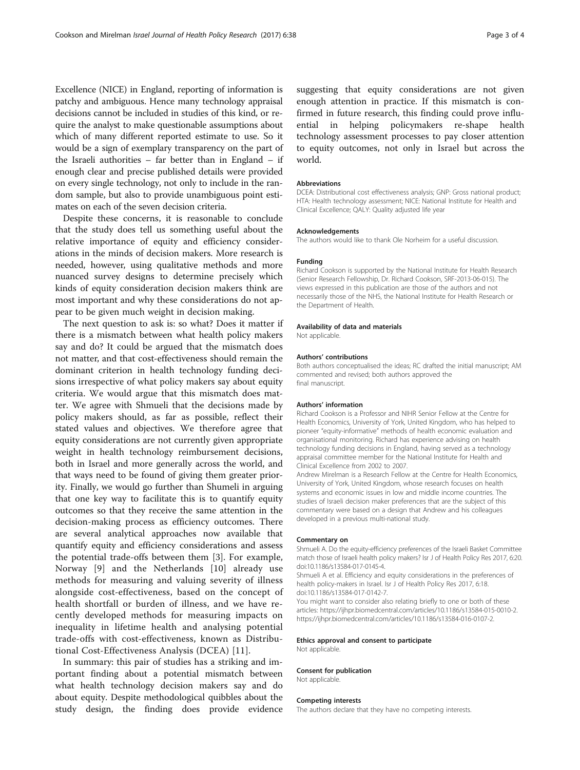Excellence (NICE) in England, reporting of information is patchy and ambiguous. Hence many technology appraisal decisions cannot be included in studies of this kind, or require the analyst to make questionable assumptions about which of many different reported estimate to use. So it would be a sign of exemplary transparency on the part of the Israeli authorities – far better than in England – if enough clear and precise published details were provided on every single technology, not only to include in the random sample, but also to provide unambiguous point estimates on each of the seven decision criteria.

Despite these concerns, it is reasonable to conclude that the study does tell us something useful about the relative importance of equity and efficiency considerations in the minds of decision makers. More research is needed, however, using qualitative methods and more nuanced survey designs to determine precisely which kinds of equity consideration decision makers think are most important and why these considerations do not appear to be given much weight in decision making.

The next question to ask is: so what? Does it matter if there is a mismatch between what health policy makers say and do? It could be argued that the mismatch does not matter, and that cost-effectiveness should remain the dominant criterion in health technology funding decisions irrespective of what policy makers say about equity criteria. We would argue that this mismatch does matter. We agree with Shmueli that the decisions made by policy makers should, as far as possible, reflect their stated values and objectives. We therefore agree that equity considerations are not currently given appropriate weight in health technology reimbursement decisions, both in Israel and more generally across the world, and that ways need to be found of giving them greater priority. Finally, we would go further than Shumeli in arguing that one key way to facilitate this is to quantify equity outcomes so that they receive the same attention in the decision-making process as efficiency outcomes. There are several analytical approaches now available that quantify equity and efficiency considerations and assess the potential trade-offs between them [3]. For example, Norway [9] and the Netherlands [10] already use methods for measuring and valuing severity of illness alongside cost-effectiveness, based on the concept of health shortfall or burden of illness, and we have recently developed methods for measuring impacts on inequality in lifetime health and analysing potential trade-offs with cost-effectiveness, known as Distributional Cost-Effectiveness Analysis (DCEA) [11].

In summary: this pair of studies has a striking and important finding about a potential mismatch between what health technology decision makers say and do about equity. Despite methodological quibbles about the study design, the finding does provide evidence suggesting that equity considerations are not given enough attention in practice. If this mismatch is confirmed in future research, this finding could prove influential in helping policymakers re-shape health technology assessment processes to pay closer attention to equity outcomes, not only in Israel but across the world.

#### Abbreviations

DCEA: Distributional cost effectiveness analysis; GNP: Gross national product; HTA: Health technology assessment; NICE: National Institute for Health and Clinical Excellence; QALY: Quality adjusted life year

#### Acknowledgements

The authors would like to thank Ole Norheim for a useful discussion.

#### Funding

Richard Cookson is supported by the National Institute for Health Research (Senior Research Fellowship, Dr. Richard Cookson, SRF-2013-06-015). The views expressed in this publication are those of the authors and not necessarily those of the NHS, the National Institute for Health Research or the Department of Health.

#### Availability of data and materials

Not applicable.

#### Authors' contributions

Both authors conceptualised the ideas; RC drafted the initial manuscript; AM commented and revised; both authors approved the final manuscript.

#### Authors' information

Richard Cookson is a Professor and NIHR Senior Fellow at the Centre for Health Economics, University of York, United Kingdom, who has helped to pioneer "equity-informative" methods of health economic evaluation and organisational monitoring. Richard has experience advising on health technology funding decisions in England, having served as a technology appraisal committee member for the National Institute for Health and Clinical Excellence from 2002 to 2007.

Andrew Mirelman is a Research Fellow at the Centre for Health Economics, University of York, United Kingdom, whose research focuses on health systems and economic issues in low and middle income countries. The studies of Israeli decision maker preferences that are the subject of this commentary were based on a design that Andrew and his colleagues developed in a previous multi-national study.

#### Commentary on

Shmueli A. Do the equity-efficiency preferences of the Israeli Basket Committee match those of Israeli health policy makers? Isr J of Health Policy Res 2017, 6:20. doi:10.1186/s13584-017-0145-4.

Shmueli A et al. Efficiency and equity considerations in the preferences of health policy-makers in Israel. Isr J of Health Policy Res 2017, 6:18. doi:10.1186/s13584-017-0142-7.

You might want to consider also relating briefly to one or both of these articles: https://ijhpr.biomedcentral.com/articles/10.1186/s13584-015-0010-2. https://ijhpr.biomedcentral.com/articles/10.1186/s13584-016-0107-2.

#### Ethics approval and consent to participate

Not applicable.

#### Consent for publication

Not applicable.

#### Competing interests

The authors declare that they have no competing interests.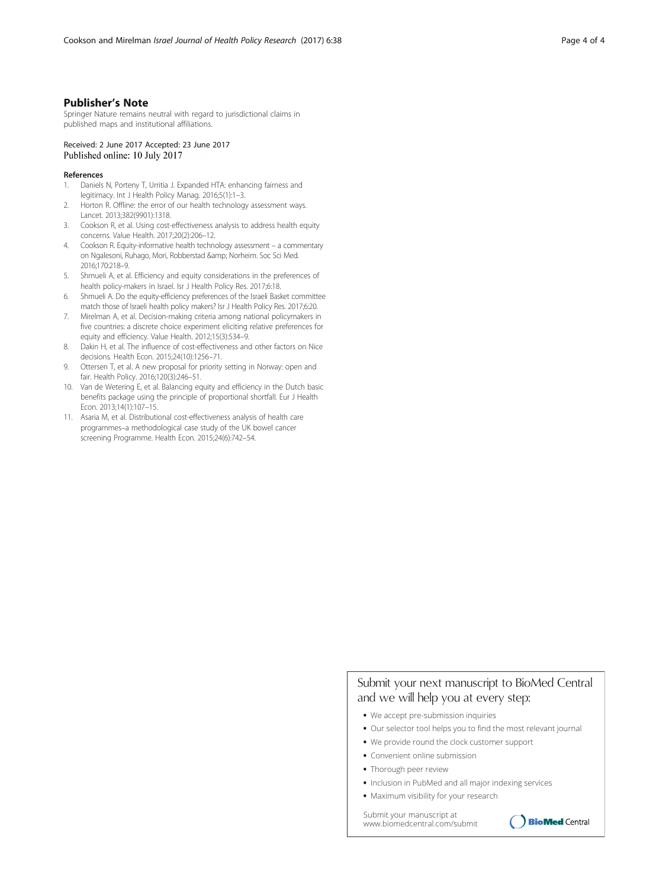## Publisher's Note

Springer Nature remains neutral with regard to jurisdictional claims in published maps and institutional affiliations.

Received: 2 June 2017 Accepted: 23 June 2017
Published online: 10 July 2017

### References

1. Daniels N, Porteny T, Urritia J. Expanded HTA: enhancing fairness and legitimacy. Int J Health Policy Manag. 2016;5(1):1–3.
2. Horton R. Offline: the error of our health technology assessment ways. Lancet. 2013;382(9901):1318.
3. Cookson R, et al. Using cost-effectiveness analysis to address health equity concerns. Value Health. 2017;20(2):206–12.
4. Cookson R. Equity-informative health technology assessment – a commentary on Ngalesoni, Ruhago, Mori, Robberstad &amp; Norheim. Soc Sci Med. 2016;170:218–9.
5. Shmueli A, et al. Efficiency and equity considerations in the preferences of health policy-makers in Israel. Isr J Health Policy Res. 2017;6:18.
6. Shmueli A. Do the equity-efficiency preferences of the Israeli Basket committee match those of Israeli health policy makers? Isr J Health Policy Res. 2017;6:20.
7. Mirelman A, et al. Decision-making criteria among national policymakers in five countries: a discrete choice experiment eliciting relative preferences for equity and efficiency. Value Health. 2012;15(3):534–9.
8. Dakin H, et al. The influence of cost-effectiveness and other factors on Nice decisions. Health Econ. 2015;24(10):1256–71.
9. Ottersen T, et al. A new proposal for priority setting in Norway: open and fair. Health Policy. 2016;120(3):246–51.
10. Van de Wetering E, et al. Balancing equity and efficiency in the Dutch basic benefits package using the principle of proportional shortfall. Eur J Health Econ. 2013;14(1):107–15.
11. Asaria M, et al. Distributional cost-effectiveness analysis of health care programmes–a methodological case study of the UK bowel cancer screening Programme. Health Econ. 2015;24(6):742–54.

Submit your next manuscript to BioMed Central and we will help you at every step:

- We accept pre-submission inquiries
- Our selector tool helps you to find the most relevant journal
- We provide round the clock customer support
- Convenient online submission
- Thorough peer review
- Inclusion in PubMed and all major indexing services
- Maximum visibility for your research

Submit your manuscript at
www.biomedcentral.com/submit

BioMed Central